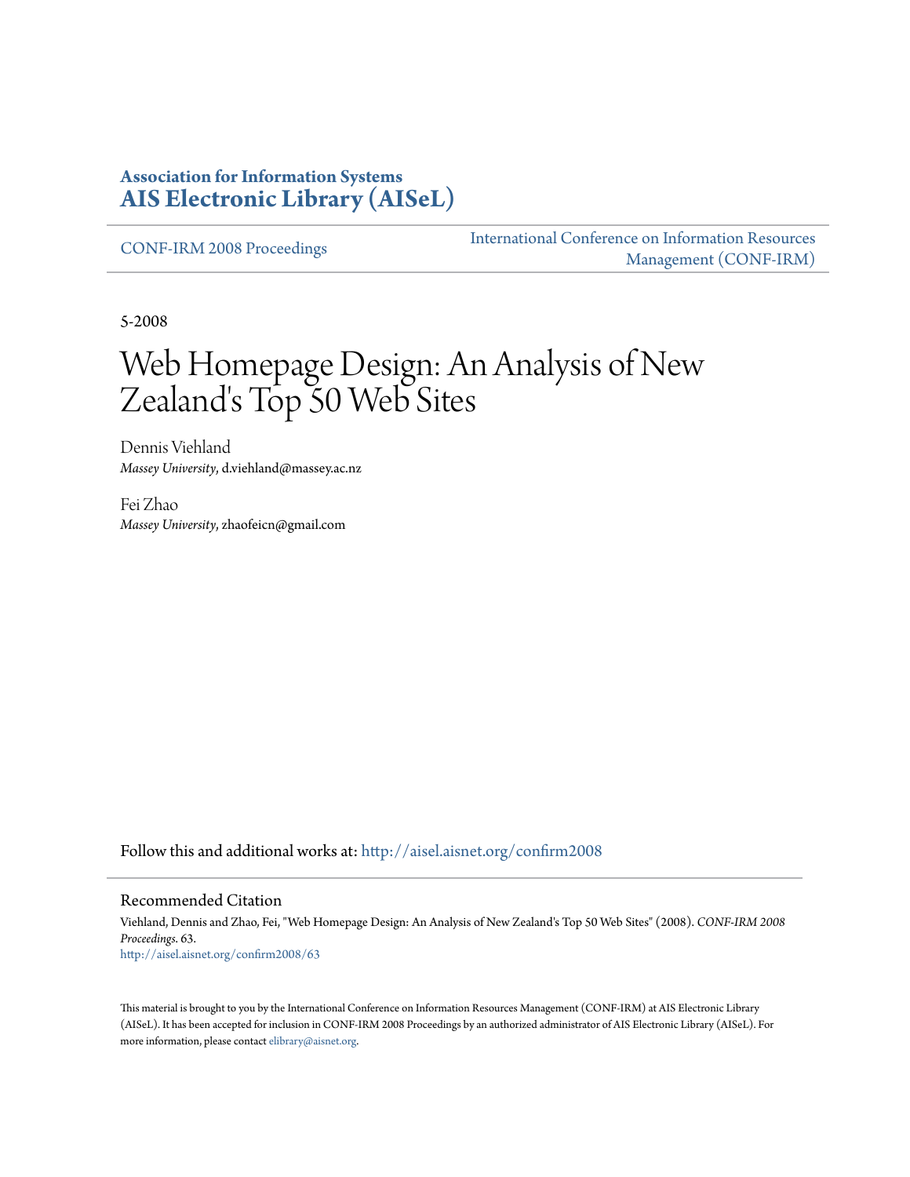**Association for Information Systems**
**AIS Electronic Library (AISeL)**

CONF-IRM 2008 Proceedings

International Conference on Information Resources Management (CONF-IRM)

5-2008

# Web Homepage Design: An Analysis of New Zealand's Top 50 Web Sites

Dennis Viehland
*Massey University*, d.viehland@massey.ac.nz

Fei Zhao
*Massey University*, zhaofeicn@gmail.com

Follow this and additional works at: http://aisel.aisnet.org/confirm2008

## Recommended Citation

Viehland, Dennis and Zhao, Fei, "Web Homepage Design: An Analysis of New Zealand's Top 50 Web Sites" (2008). *CONF-IRM 2008 Proceedings*. 63.
http://aisel.aisnet.org/confirm2008/63

This material is brought to you by the International Conference on Information Resources Management (CONF-IRM) at AIS Electronic Library (AISeL). It has been accepted for inclusion in CONF-IRM 2008 Proceedings by an authorized administrator of AIS Electronic Library (AISeL). For more information, please contact elibrary@aisnet.org.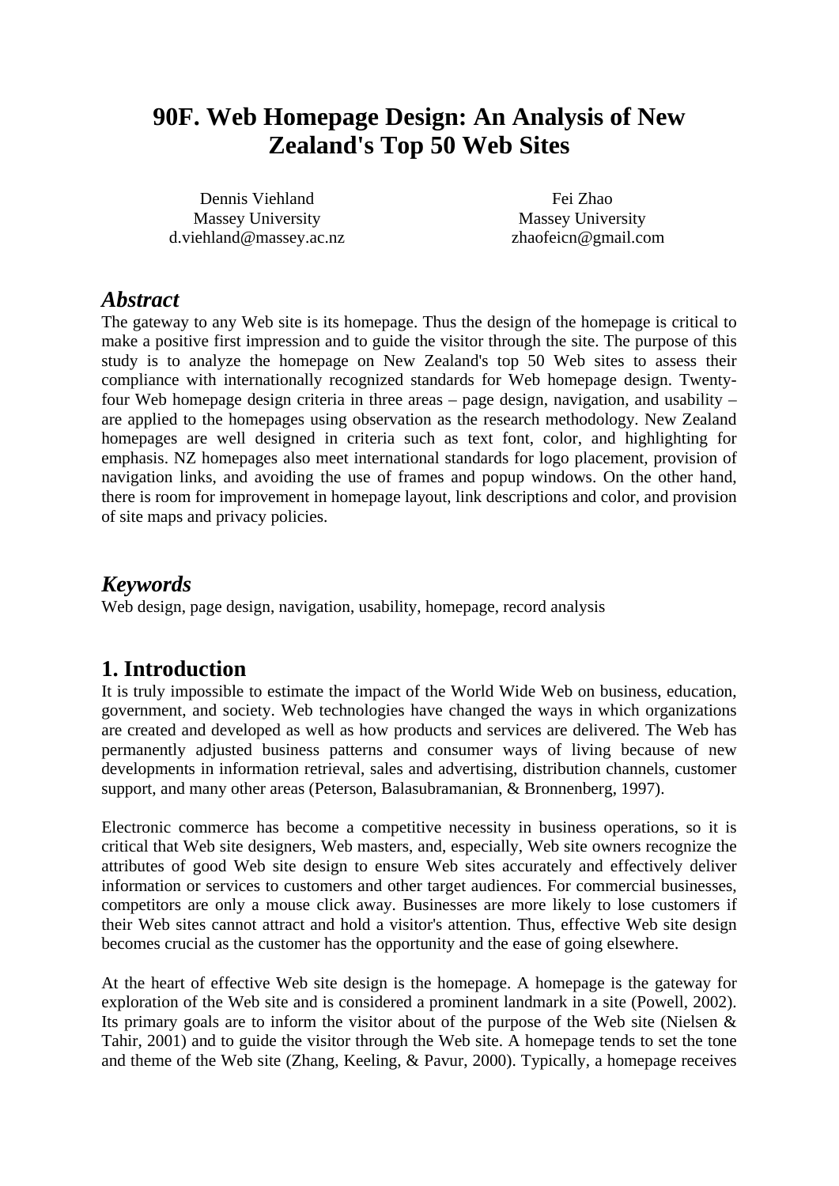# 90F. Web Homepage Design: An Analysis of New Zealand's Top 50 Web Sites

Dennis Viehland
Massey University
d.viehland@massey.ac.nz

Fei Zhao
Massey University
zhaofeicn@gmail.com

## *Abstract*

The gateway to any Web site is its homepage. Thus the design of the homepage is critical to make a positive first impression and to guide the visitor through the site. The purpose of this study is to analyze the homepage on New Zealand's top 50 Web sites to assess their compliance with internationally recognized standards for Web homepage design. Twenty-four Web homepage design criteria in three areas – page design, navigation, and usability – are applied to the homepages using observation as the research methodology. New Zealand homepages are well designed in criteria such as text font, color, and highlighting for emphasis. NZ homepages also meet international standards for logo placement, provision of navigation links, and avoiding the use of frames and popup windows. On the other hand, there is room for improvement in homepage layout, link descriptions and color, and provision of site maps and privacy policies.

## *Keywords*

Web design, page design, navigation, usability, homepage, record analysis

## 1. Introduction

It is truly impossible to estimate the impact of the World Wide Web on business, education, government, and society. Web technologies have changed the ways in which organizations are created and developed as well as how products and services are delivered. The Web has permanently adjusted business patterns and consumer ways of living because of new developments in information retrieval, sales and advertising, distribution channels, customer support, and many other areas (Peterson, Balasubramanian, & Bronnenberg, 1997).

Electronic commerce has become a competitive necessity in business operations, so it is critical that Web site designers, Web masters, and, especially, Web site owners recognize the attributes of good Web site design to ensure Web sites accurately and effectively deliver information or services to customers and other target audiences. For commercial businesses, competitors are only a mouse click away. Businesses are more likely to lose customers if their Web sites cannot attract and hold a visitor's attention. Thus, effective Web site design becomes crucial as the customer has the opportunity and the ease of going elsewhere.

At the heart of effective Web site design is the homepage. A homepage is the gateway for exploration of the Web site and is considered a prominent landmark in a site (Powell, 2002). Its primary goals are to inform the visitor about of the purpose of the Web site (Nielsen & Tahir, 2001) and to guide the visitor through the Web site. A homepage tends to set the tone and theme of the Web site (Zhang, Keeling, & Pavur, 2000). Typically, a homepage receives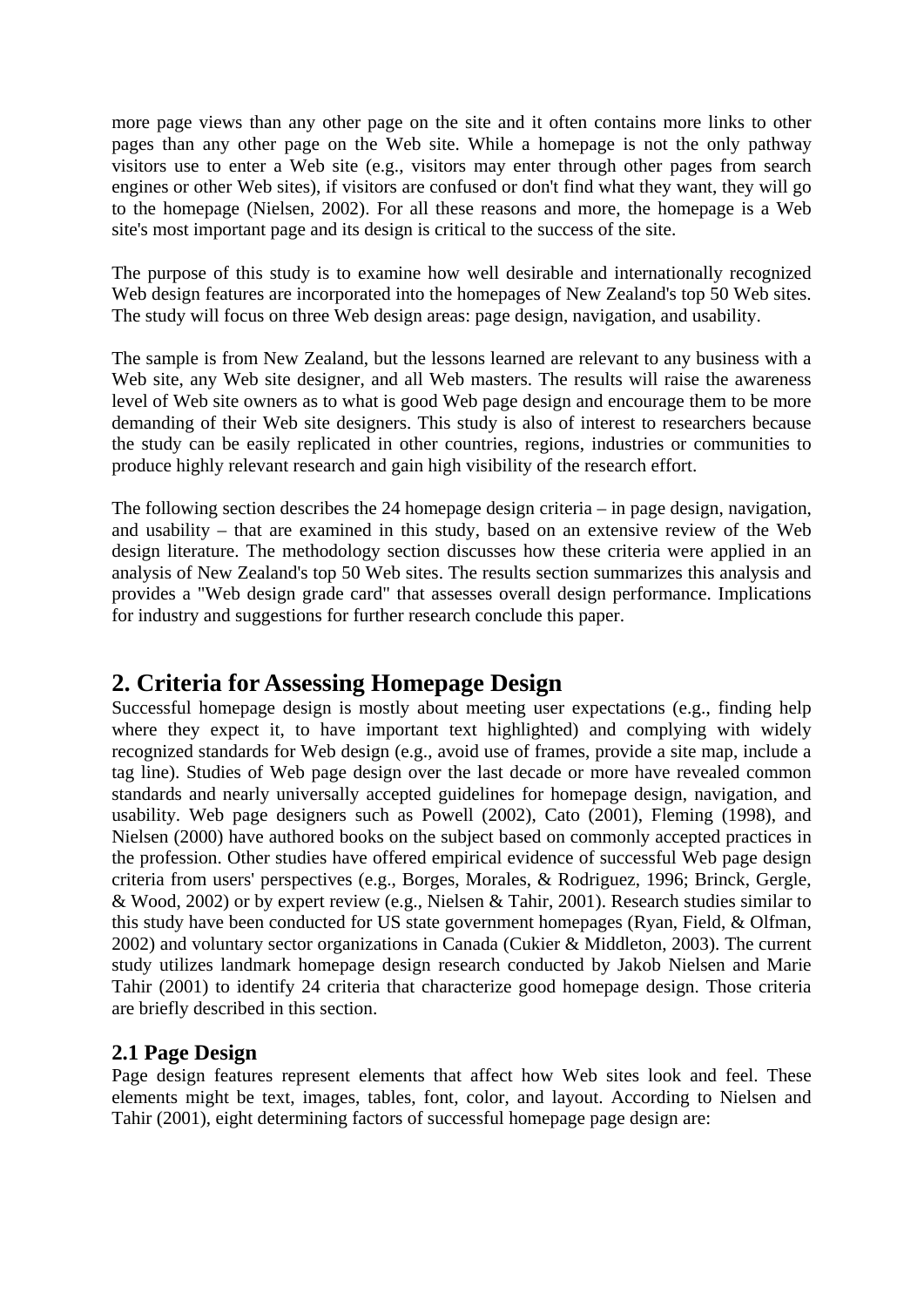more page views than any other page on the site and it often contains more links to other pages than any other page on the Web site. While a homepage is not the only pathway visitors use to enter a Web site (e.g., visitors may enter through other pages from search engines or other Web sites), if visitors are confused or don't find what they want, they will go to the homepage (Nielsen, 2002). For all these reasons and more, the homepage is a Web site's most important page and its design is critical to the success of the site.

The purpose of this study is to examine how well desirable and internationally recognized Web design features are incorporated into the homepages of New Zealand's top 50 Web sites. The study will focus on three Web design areas: page design, navigation, and usability.

The sample is from New Zealand, but the lessons learned are relevant to any business with a Web site, any Web site designer, and all Web masters. The results will raise the awareness level of Web site owners as to what is good Web page design and encourage them to be more demanding of their Web site designers. This study is also of interest to researchers because the study can be easily replicated in other countries, regions, industries or communities to produce highly relevant research and gain high visibility of the research effort.

The following section describes the 24 homepage design criteria – in page design, navigation, and usability – that are examined in this study, based on an extensive review of the Web design literature. The methodology section discusses how these criteria were applied in an analysis of New Zealand's top 50 Web sites. The results section summarizes this analysis and provides a "Web design grade card" that assesses overall design performance. Implications for industry and suggestions for further research conclude this paper.

## 2. Criteria for Assessing Homepage Design

Successful homepage design is mostly about meeting user expectations (e.g., finding help where they expect it, to have important text highlighted) and complying with widely recognized standards for Web design (e.g., avoid use of frames, provide a site map, include a tag line). Studies of Web page design over the last decade or more have revealed common standards and nearly universally accepted guidelines for homepage design, navigation, and usability. Web page designers such as Powell (2002), Cato (2001), Fleming (1998), and Nielsen (2000) have authored books on the subject based on commonly accepted practices in the profession. Other studies have offered empirical evidence of successful Web page design criteria from users' perspectives (e.g., Borges, Morales, & Rodriguez, 1996; Brinck, Gergle, & Wood, 2002) or by expert review (e.g., Nielsen & Tahir, 2001). Research studies similar to this study have been conducted for US state government homepages (Ryan, Field, & Olfman, 2002) and voluntary sector organizations in Canada (Cukier & Middleton, 2003). The current study utilizes landmark homepage design research conducted by Jakob Nielsen and Marie Tahir (2001) to identify 24 criteria that characterize good homepage design. Those criteria are briefly described in this section.

### 2.1 Page Design

Page design features represent elements that affect how Web sites look and feel. These elements might be text, images, tables, font, color, and layout. According to Nielsen and Tahir (2001), eight determining factors of successful homepage page design are: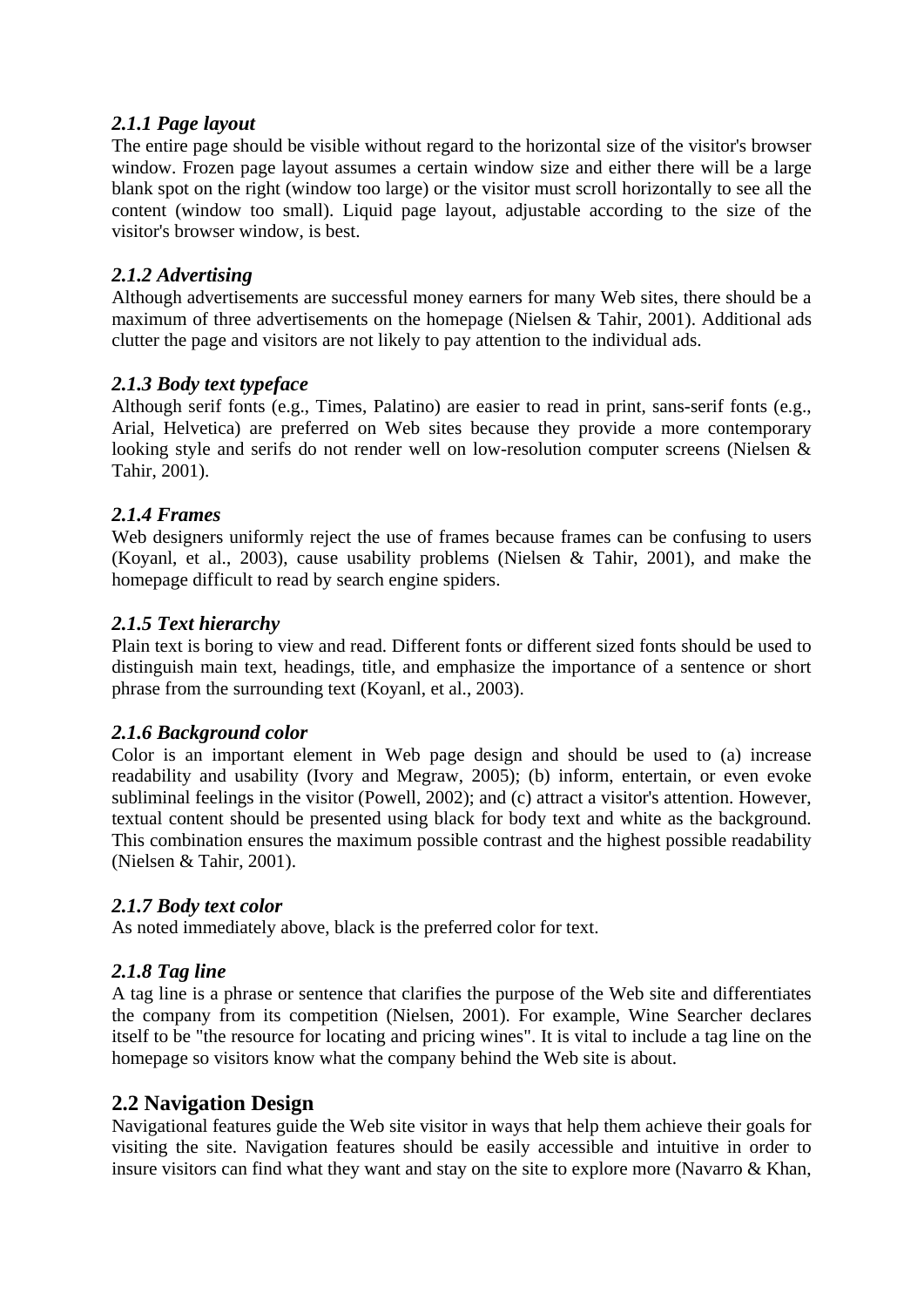### *2.1.1 Page layout*

The entire page should be visible without regard to the horizontal size of the visitor's browser window. Frozen page layout assumes a certain window size and either there will be a large blank spot on the right (window too large) or the visitor must scroll horizontally to see all the content (window too small). Liquid page layout, adjustable according to the size of the visitor's browser window, is best.

### *2.1.2 Advertising*

Although advertisements are successful money earners for many Web sites, there should be a maximum of three advertisements on the homepage (Nielsen & Tahir, 2001). Additional ads clutter the page and visitors are not likely to pay attention to the individual ads.

### *2.1.3 Body text typeface*

Although serif fonts (e.g., Times, Palatino) are easier to read in print, sans-serif fonts (e.g., Arial, Helvetica) are preferred on Web sites because they provide a more contemporary looking style and serifs do not render well on low-resolution computer screens (Nielsen & Tahir, 2001).

### *2.1.4 Frames*

Web designers uniformly reject the use of frames because frames can be confusing to users (Koyanl, et al., 2003), cause usability problems (Nielsen & Tahir, 2001), and make the homepage difficult to read by search engine spiders.

### *2.1.5 Text hierarchy*

Plain text is boring to view and read. Different fonts or different sized fonts should be used to distinguish main text, headings, title, and emphasize the importance of a sentence or short phrase from the surrounding text (Koyanl, et al., 2003).

### *2.1.6 Background color*

Color is an important element in Web page design and should be used to (a) increase readability and usability (Ivory and Megraw, 2005); (b) inform, entertain, or even evoke subliminal feelings in the visitor (Powell, 2002); and (c) attract a visitor's attention. However, textual content should be presented using black for body text and white as the background. This combination ensures the maximum possible contrast and the highest possible readability (Nielsen & Tahir, 2001).

### *2.1.7 Body text color*

As noted immediately above, black is the preferred color for text.

### *2.1.8 Tag line*

A tag line is a phrase or sentence that clarifies the purpose of the Web site and differentiates the company from its competition (Nielsen, 2001). For example, Wine Searcher declares itself to be "the resource for locating and pricing wines". It is vital to include a tag line on the homepage so visitors know what the company behind the Web site is about.

## 2.2 Navigation Design

Navigational features guide the Web site visitor in ways that help them achieve their goals for visiting the site. Navigation features should be easily accessible and intuitive in order to insure visitors can find what they want and stay on the site to explore more (Navarro & Khan,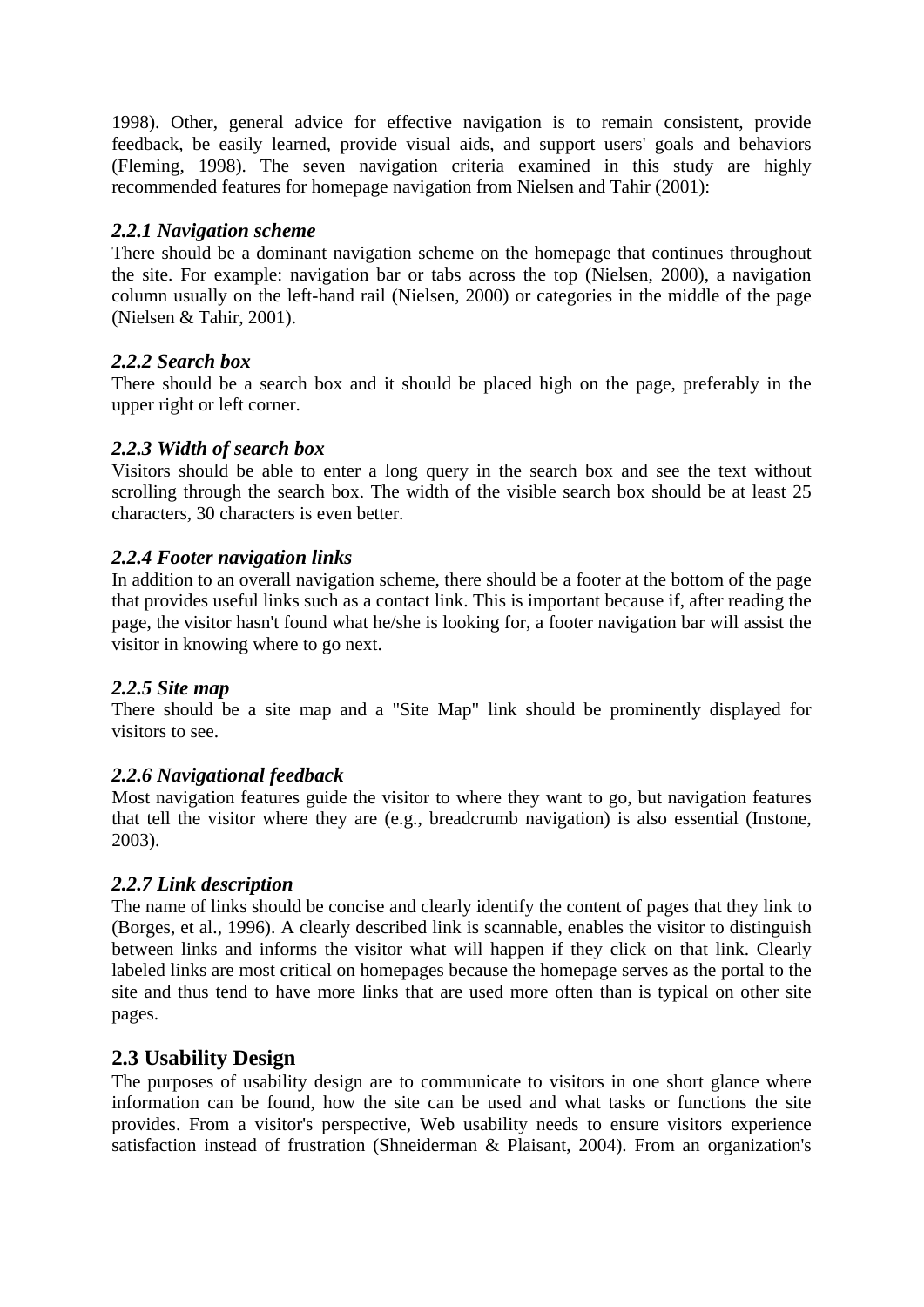1998). Other, general advice for effective navigation is to remain consistent, provide feedback, be easily learned, provide visual aids, and support users' goals and behaviors (Fleming, 1998). The seven navigation criteria examined in this study are highly recommended features for homepage navigation from Nielsen and Tahir (2001):

### *2.2.1 Navigation scheme*

There should be a dominant navigation scheme on the homepage that continues throughout the site. For example: navigation bar or tabs across the top (Nielsen, 2000), a navigation column usually on the left-hand rail (Nielsen, 2000) or categories in the middle of the page (Nielsen & Tahir, 2001).

### *2.2.2 Search box*

There should be a search box and it should be placed high on the page, preferably in the upper right or left corner.

### *2.2.3 Width of search box*

Visitors should be able to enter a long query in the search box and see the text without scrolling through the search box. The width of the visible search box should be at least 25 characters, 30 characters is even better.

### *2.2.4 Footer navigation links*

In addition to an overall navigation scheme, there should be a footer at the bottom of the page that provides useful links such as a contact link. This is important because if, after reading the page, the visitor hasn't found what he/she is looking for, a footer navigation bar will assist the visitor in knowing where to go next.

### *2.2.5 Site map*

There should be a site map and a "Site Map" link should be prominently displayed for visitors to see.

### *2.2.6 Navigational feedback*

Most navigation features guide the visitor to where they want to go, but navigation features that tell the visitor where they are (e.g., breadcrumb navigation) is also essential (Instone, 2003).

### *2.2.7 Link description*

The name of links should be concise and clearly identify the content of pages that they link to (Borges, et al., 1996). A clearly described link is scannable, enables the visitor to distinguish between links and informs the visitor what will happen if they click on that link. Clearly labeled links are most critical on homepages because the homepage serves as the portal to the site and thus tend to have more links that are used more often than is typical on other site pages.

## 2.3 Usability Design

The purposes of usability design are to communicate to visitors in one short glance where information can be found, how the site can be used and what tasks or functions the site provides. From a visitor's perspective, Web usability needs to ensure visitors experience satisfaction instead of frustration (Shneiderman & Plaisant, 2004). From an organization's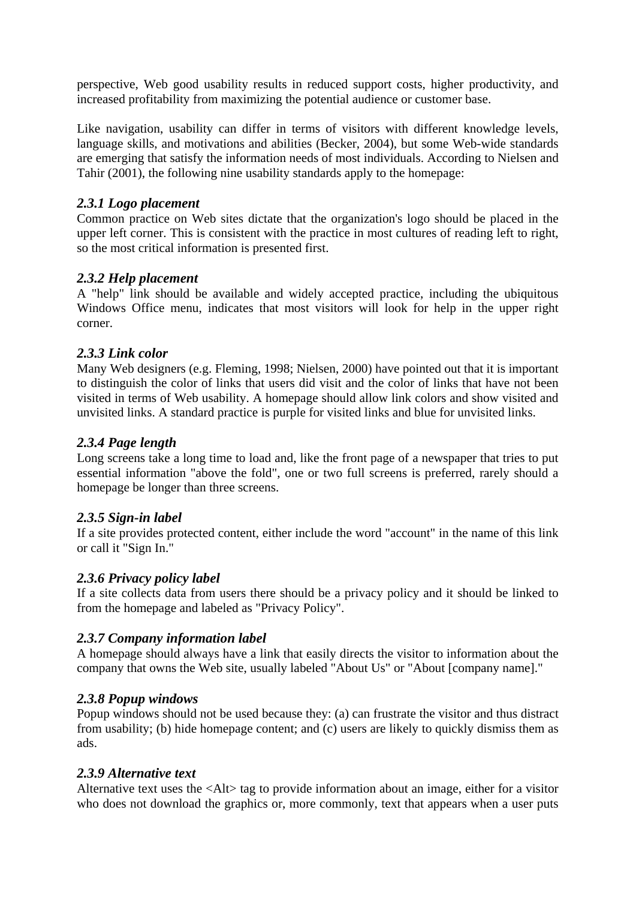perspective, Web good usability results in reduced support costs, higher productivity, and increased profitability from maximizing the potential audience or customer base.

Like navigation, usability can differ in terms of visitors with different knowledge levels, language skills, and motivations and abilities (Becker, 2004), but some Web-wide standards are emerging that satisfy the information needs of most individuals. According to Nielsen and Tahir (2001), the following nine usability standards apply to the homepage:

### *2.3.1 Logo placement*

Common practice on Web sites dictate that the organization's logo should be placed in the upper left corner. This is consistent with the practice in most cultures of reading left to right, so the most critical information is presented first.

### *2.3.2 Help placement*

A "help" link should be available and widely accepted practice, including the ubiquitous Windows Office menu, indicates that most visitors will look for help in the upper right corner.

### *2.3.3 Link color*

Many Web designers (e.g. Fleming, 1998; Nielsen, 2000) have pointed out that it is important to distinguish the color of links that users did visit and the color of links that have not been visited in terms of Web usability. A homepage should allow link colors and show visited and unvisited links. A standard practice is purple for visited links and blue for unvisited links.

### *2.3.4 Page length*

Long screens take a long time to load and, like the front page of a newspaper that tries to put essential information "above the fold", one or two full screens is preferred, rarely should a homepage be longer than three screens.

### *2.3.5 Sign-in label*

If a site provides protected content, either include the word "account" in the name of this link or call it "Sign In."

### *2.3.6 Privacy policy label*

If a site collects data from users there should be a privacy policy and it should be linked to from the homepage and labeled as "Privacy Policy".

### *2.3.7 Company information label*

A homepage should always have a link that easily directs the visitor to information about the company that owns the Web site, usually labeled "About Us" or "About [company name]."

### *2.3.8 Popup windows*

Popup windows should not be used because they: (a) can frustrate the visitor and thus distract from usability; (b) hide homepage content; and (c) users are likely to quickly dismiss them as ads.

### *2.3.9 Alternative text*

Alternative text uses the <Alt> tag to provide information about an image, either for a visitor who does not download the graphics or, more commonly, text that appears when a user puts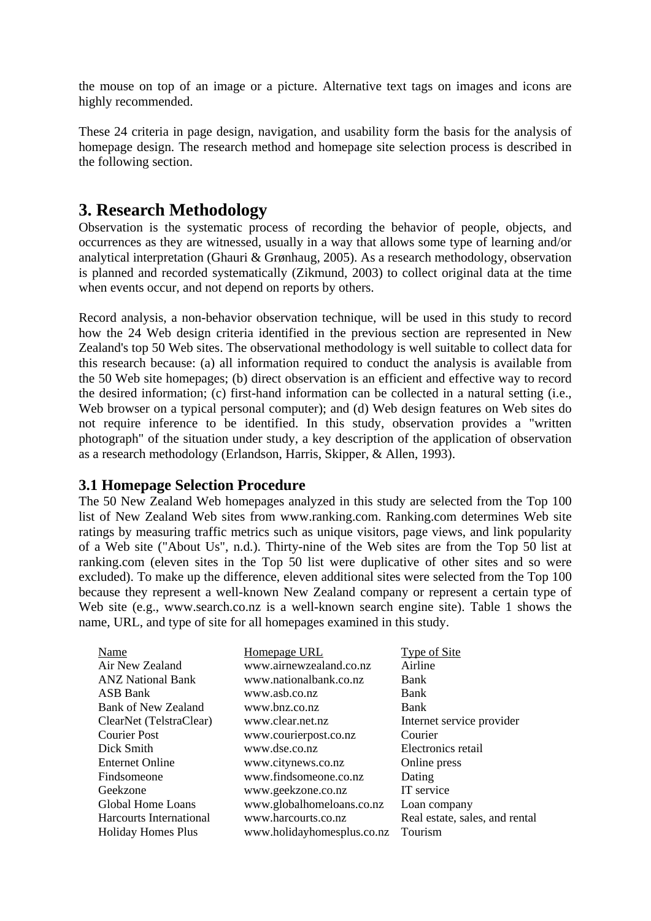the mouse on top of an image or a picture. Alternative text tags on images and icons are highly recommended.

These 24 criteria in page design, navigation, and usability form the basis for the analysis of homepage design. The research method and homepage site selection process is described in the following section.

## 3. Research Methodology

Observation is the systematic process of recording the behavior of people, objects, and occurrences as they are witnessed, usually in a way that allows some type of learning and/or analytical interpretation (Ghauri & Grønhaug, 2005). As a research methodology, observation is planned and recorded systematically (Zikmund, 2003) to collect original data at the time when events occur, and not depend on reports by others.

Record analysis, a non-behavior observation technique, will be used in this study to record how the 24 Web design criteria identified in the previous section are represented in New Zealand's top 50 Web sites. The observational methodology is well suitable to collect data for this research because: (a) all information required to conduct the analysis is available from the 50 Web site homepages; (b) direct observation is an efficient and effective way to record the desired information; (c) first-hand information can be collected in a natural setting (i.e., Web browser on a typical personal computer); and (d) Web design features on Web sites do not require inference to be identified. In this study, observation provides a "written photograph" of the situation under study, a key description of the application of observation as a research methodology (Erlandson, Harris, Skipper, & Allen, 1993).

### 3.1 Homepage Selection Procedure

The 50 New Zealand Web homepages analyzed in this study are selected from the Top 100 list of New Zealand Web sites from www.ranking.com. Ranking.com determines Web site ratings by measuring traffic metrics such as unique visitors, page views, and link popularity of a Web site ("About Us", n.d.). Thirty-nine of the Web sites are from the Top 50 list at ranking.com (eleven sites in the Top 50 list were duplicative of other sites and so were excluded). To make up the difference, eleven additional sites were selected from the Top 100 because they represent a well-known New Zealand company or represent a certain type of Web site (e.g., www.search.co.nz is a well-known search engine site). Table 1 shows the name, URL, and type of site for all homepages examined in this study.

| Name | Homepage URL | Type of Site |
|---|---|---|
| Air New Zealand | www.airnewzealand.co.nz | Airline |
| ANZ National Bank | www.nationalbank.co.nz | Bank |
| ASB Bank | www.asb.co.nz | Bank |
| Bank of New Zealand | www.bnz.co.nz | Bank |
| ClearNet (TelstraClear) | www.clear.net.nz | Internet service provider |
| Courier Post | www.courierpost.co.nz | Courier |
| Dick Smith | www.dse.co.nz | Electronics retail |
| Enternet Online | www.citynews.co.nz | Online press |
| Findsomeone | www.findsomeone.co.nz | Dating |
| Geekzone | www.geekzone.co.nz | IT service |
| Global Home Loans | www.globalhomeloans.co.nz | Loan company |
| Harcourts International | www.harcourts.co.nz | Real estate, sales, and rental |
| Holiday Homes Plus | www.holidayhomesplus.co.nz | Tourism |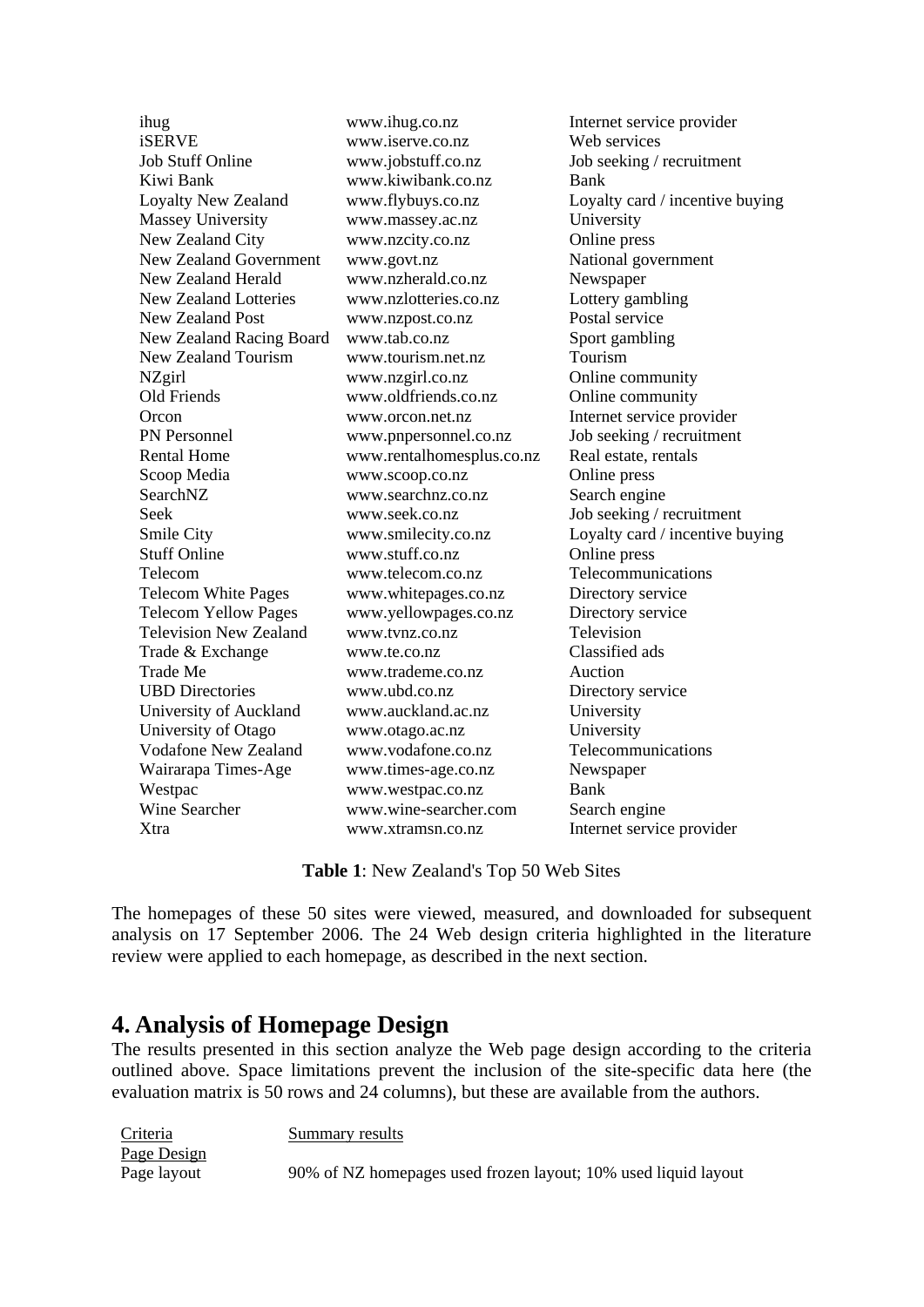| | | |
|---|---|---|
| ihug | www.ihug.co.nz | Internet service provider |
| iSERVE | www.iserve.co.nz | Web services |
| Job Stuff Online | www.jobstuff.co.nz | Job seeking / recruitment |
| Kiwi Bank | www.kiwibank.co.nz | Bank |
| Loyalty New Zealand | www.flybuys.co.nz | Loyalty card / incentive buying |
| Massey University | www.massey.ac.nz | University |
| New Zealand City | www.nzcity.co.nz | Online press |
| New Zealand Government | www.govt.nz | National government |
| New Zealand Herald | www.nzherald.co.nz | Newspaper |
| New Zealand Lotteries | www.nzlotteries.co.nz | Lottery gambling |
| New Zealand Post | www.nzpost.co.nz | Postal service |
| New Zealand Racing Board | www.tab.co.nz | Sport gambling |
| New Zealand Tourism | www.tourism.net.nz | Tourism |
| NZgirl | www.nzgirl.co.nz | Online community |
| Old Friends | www.oldfriends.co.nz | Online community |
| Orcon | www.orcon.net.nz | Internet service provider |
| PN Personnel | www.pnpersonnel.co.nz | Job seeking / recruitment |
| Rental Home | www.rentalhomesplus.co.nz | Real estate, rentals |
| Scoop Media | www.scoop.co.nz | Online press |
| SearchNZ | www.searchnz.co.nz | Search engine |
| Seek | www.seek.co.nz | Job seeking / recruitment |
| Smile City | www.smilecity.co.nz | Loyalty card / incentive buying |
| Stuff Online | www.stuff.co.nz | Online press |
| Telecom | www.telecom.co.nz | Telecommunications |
| Telecom White Pages | www.whitepages.co.nz | Directory service |
| Telecom Yellow Pages | www.yellowpages.co.nz | Directory service |
| Television New Zealand | www.tvnz.co.nz | Television |
| Trade & Exchange | www.te.co.nz | Classified ads |
| Trade Me | www.trademe.co.nz | Auction |
| UBD Directories | www.ubd.co.nz | Directory service |
| University of Auckland | www.auckland.ac.nz | University |
| University of Otago | www.otago.ac.nz | University |
| Vodafone New Zealand | www.vodafone.co.nz | Telecommunications |
| Wairarapa Times-Age | www.times-age.co.nz | Newspaper |
| Westpac | www.westpac.co.nz | Bank |
| Wine Searcher | www.wine-searcher.com | Search engine |
| Xtra | www.xtramsn.co.nz | Internet service provider |

**Table 1**: New Zealand's Top 50 Web Sites

The homepages of these 50 sites were viewed, measured, and downloaded for subsequent analysis on 17 September 2006. The 24 Web design criteria highlighted in the literature review were applied to each homepage, as described in the next section.

## 4. Analysis of Homepage Design

The results presented in this section analyze the Web page design according to the criteria outlined above. Space limitations prevent the inclusion of the site-specific data here (the evaluation matrix is 50 rows and 24 columns), but these are available from the authors.

| Criteria | Summary results |
|---|---|
| Page Design | |
| Page layout | 90% of NZ homepages used frozen layout; 10% used liquid layout |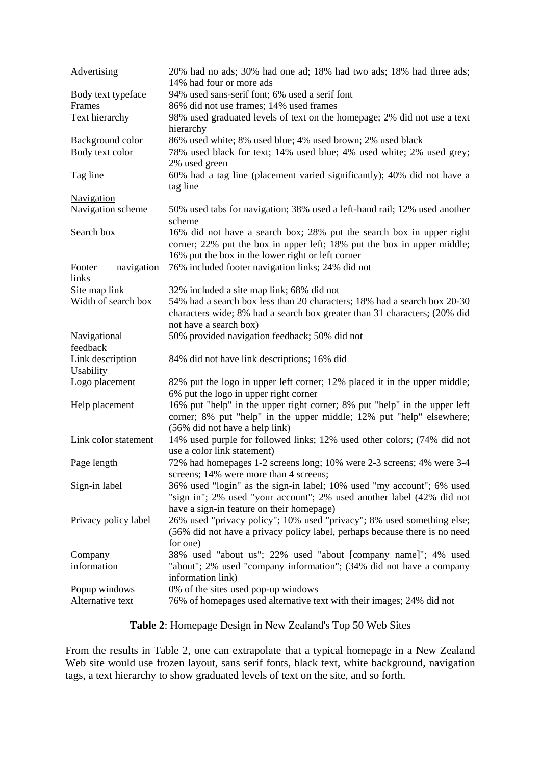| | |
|---|---|
| Advertising | 20% had no ads; 30% had one ad; 18% had two ads; 18% had three ads; 14% had four or more ads |
| Body text typeface | 94% used sans-serif font; 6% used a serif font |
| Frames | 86% did not use frames; 14% used frames |
| Text hierarchy | 98% used graduated levels of text on the homepage; 2% did not use a text hierarchy |
| Background color | 86% used white; 8% used blue; 4% used brown; 2% used black |
| Body text color | 78% used black for text; 14% used blue; 4% used white; 2% used grey; 2% used green |
| Tag line | 60% had a tag line (placement varied significantly); 40% did not have a tag line |
| Navigation | |
| Navigation scheme | 50% used tabs for navigation; 38% used a left-hand rail; 12% used another scheme |
| Search box | 16% did not have a search box; 28% put the search box in upper right corner; 22% put the box in upper left; 18% put the box in upper middle; 16% put the box in the lower right or left corner |
| Footer navigation links | 76% included footer navigation links; 24% did not |
| Site map link | 32% included a site map link; 68% did not |
| Width of search box | 54% had a search box less than 20 characters; 18% had a search box 20-30 characters wide; 8% had a search box greater than 31 characters; (20% did not have a search box) |
| Navigational feedback | 50% provided navigation feedback; 50% did not |
| Link description | 84% did not have link descriptions; 16% did |
| Usability | |
| Logo placement | 82% put the logo in upper left corner; 12% placed it in the upper middle; 6% put the logo in upper right corner |
| Help placement | 16% put "help" in the upper right corner; 8% put "help" in the upper left corner; 8% put "help" in the upper middle; 12% put "help" elsewhere; (56% did not have a help link) |
| Link color statement | 14% used purple for followed links; 12% used other colors; (74% did not use a color link statement) |
| Page length | 72% had homepages 1-2 screens long; 10% were 2-3 screens; 4% were 3-4 screens; 14% were more than 4 screens; |
| Sign-in label | 36% used "login" as the sign-in label; 10% used "my account"; 6% used "sign in"; 2% used "your account"; 2% used another label (42% did not have a sign-in feature on their homepage) |
| Privacy policy label | 26% used "privacy policy"; 10% used "privacy"; 8% used something else; (56% did not have a privacy policy label, perhaps because there is no need for one) |
| Company information | 38% used "about us"; 22% used "about [company name]"; 4% used "about"; 2% used "company information"; (34% did not have a company information link) |
| Popup windows | 0% of the sites used pop-up windows |
| Alternative text | 76% of homepages used alternative text with their images; 24% did not |

**Table 2**: Homepage Design in New Zealand's Top 50 Web Sites

From the results in Table 2, one can extrapolate that a typical homepage in a New Zealand Web site would use frozen layout, sans serif fonts, black text, white background, navigation tags, a text hierarchy to show graduated levels of text on the site, and so forth.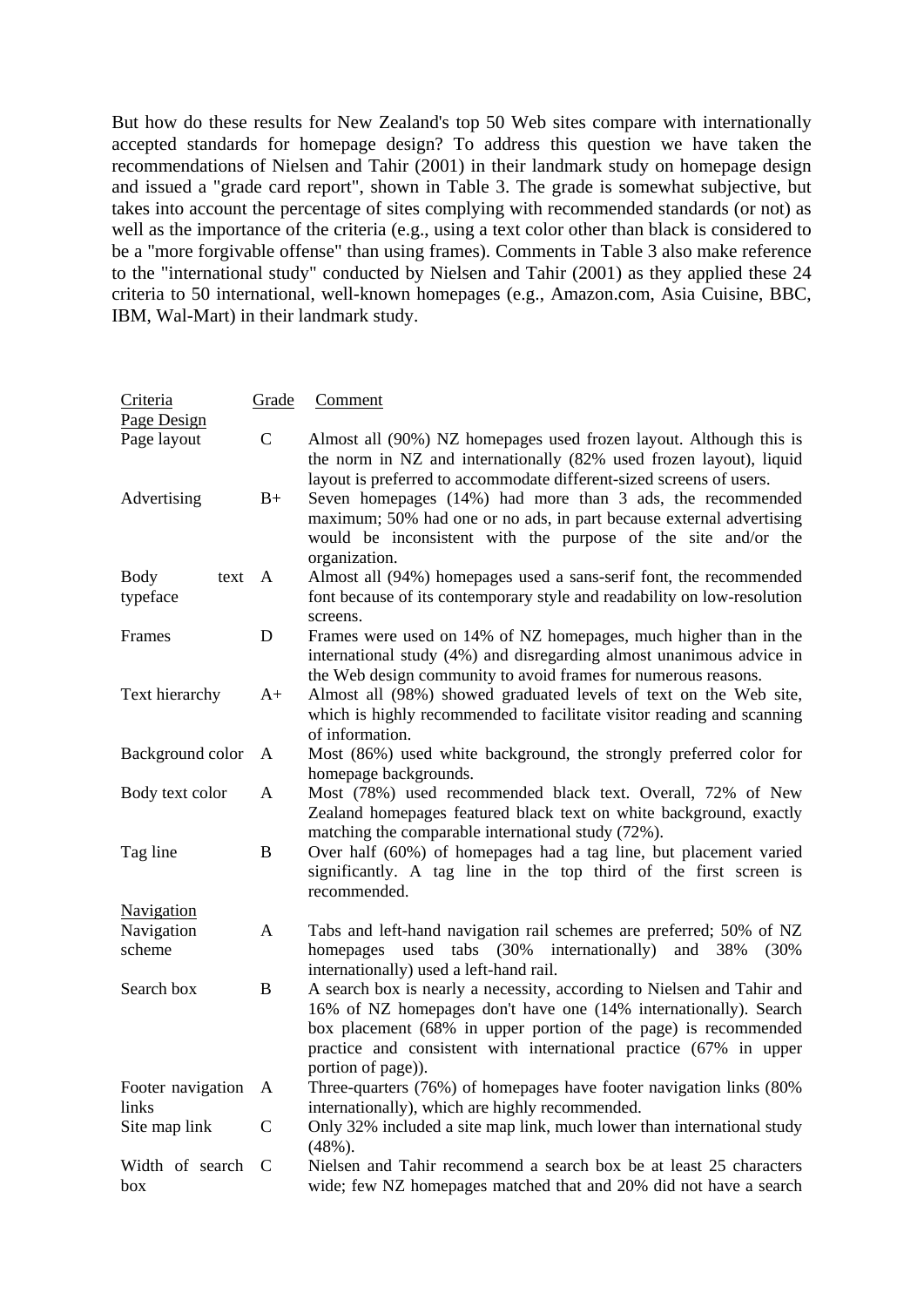But how do these results for New Zealand's top 50 Web sites compare with internationally accepted standards for homepage design? To address this question we have taken the recommendations of Nielsen and Tahir (2001) in their landmark study on homepage design and issued a "grade card report", shown in Table 3. The grade is somewhat subjective, but takes into account the percentage of sites complying with recommended standards (or not) as well as the importance of the criteria (e.g., using a text color other than black is considered to be a "more forgivable offense" than using frames). Comments in Table 3 also make reference to the "international study" conducted by Nielsen and Tahir (2001) as they applied these 24 criteria to 50 international, well-known homepages (e.g., Amazon.com, Asia Cuisine, BBC, IBM, Wal-Mart) in their landmark study.

| Criteria | Grade | Comment |
|---|---|---|
| Page Design | | |
| Page layout | C | Almost all (90%) NZ homepages used frozen layout. Although this is the norm in NZ and internationally (82% used frozen layout), liquid layout is preferred to accommodate different-sized screens of users. |
| Advertising | B+ | Seven homepages (14%) had more than 3 ads, the recommended maximum; 50% had one or no ads, in part because external advertising would be inconsistent with the purpose of the site and/or the organization. |
| Body text typeface | A | Almost all (94%) homepages used a sans-serif font, the recommended font because of its contemporary style and readability on low-resolution screens. |
| Frames | D | Frames were used on 14% of NZ homepages, much higher than in the international study (4%) and disregarding almost unanimous advice in the Web design community to avoid frames for numerous reasons. |
| Text hierarchy | A+ | Almost all (98%) showed graduated levels of text on the Web site, which is highly recommended to facilitate visitor reading and scanning of information. |
| Background color | A | Most (86%) used white background, the strongly preferred color for homepage backgrounds. |
| Body text color | A | Most (78%) used recommended black text. Overall, 72% of New Zealand homepages featured black text on white background, exactly matching the comparable international study (72%). |
| Tag line | B | Over half (60%) of homepages had a tag line, but placement varied significantly. A tag line in the top third of the first screen is recommended. |
| Navigation | | |
| Navigation scheme | A | Tabs and left-hand navigation rail schemes are preferred; 50% of NZ homepages used tabs (30% internationally) and 38% (30% internationally) used a left-hand rail. |
| Search box | B | A search box is nearly a necessity, according to Nielsen and Tahir and 16% of NZ homepages don't have one (14% internationally). Search box placement (68% in upper portion of the page) is recommended practice and consistent with international practice (67% in upper portion of page)). |
| Footer navigation links | A | Three-quarters (76%) of homepages have footer navigation links (80% internationally), which are highly recommended. |
| Site map link | C | Only 32% included a site map link, much lower than international study (48%). |
| Width of search box | C | Nielsen and Tahir recommend a search box be at least 25 characters wide; few NZ homepages matched that and 20% did not have a search |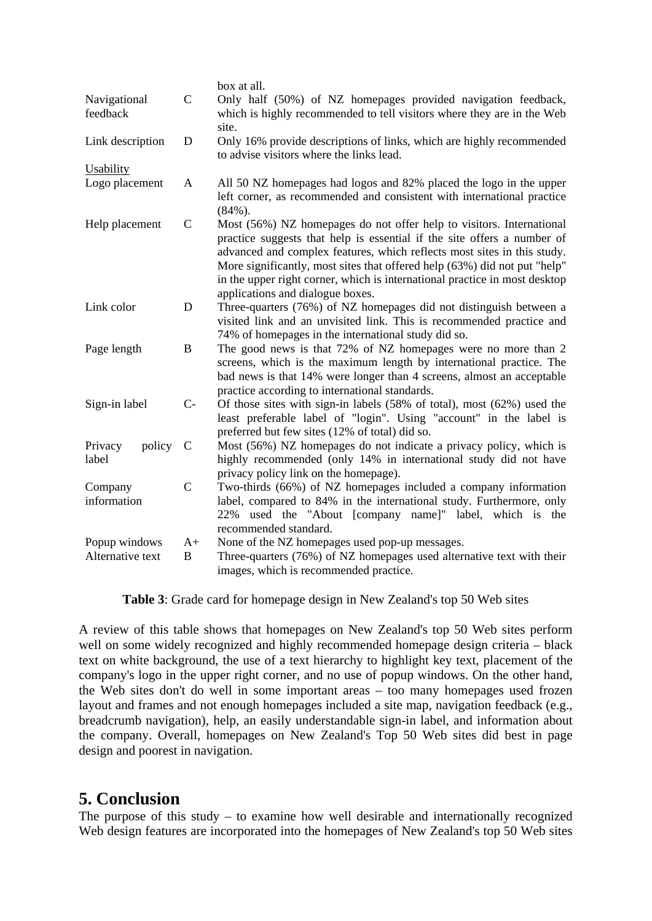| | | |
|---|---|---|
| | | box at all. |
| Navigational feedback | C | Only half (50%) of NZ homepages provided navigation feedback, which is highly recommended to tell visitors where they are in the Web site. |
| Link description | D | Only 16% provide descriptions of links, which are highly recommended to advise visitors where the links lead. |
| Usability | | |
| Logo placement | A | All 50 NZ homepages had logos and 82% placed the logo in the upper left corner, as recommended and consistent with international practice (84%). |
| Help placement | C | Most (56%) NZ homepages do not offer help to visitors. International practice suggests that help is essential if the site offers a number of advanced and complex features, which reflects most sites in this study. More significantly, most sites that offered help (63%) did not put "help" in the upper right corner, which is international practice in most desktop applications and dialogue boxes. |
| Link color | D | Three-quarters (76%) of NZ homepages did not distinguish between a visited link and an unvisited link. This is recommended practice and 74% of homepages in the international study did so. |
| Page length | B | The good news is that 72% of NZ homepages were no more than 2 screens, which is the maximum length by international practice. The bad news is that 14% were longer than 4 screens, almost an acceptable practice according to international standards. |
| Sign-in label | C- | Of those sites with sign-in labels (58% of total), most (62%) used the least preferable label of "login". Using "account" in the label is preferred but few sites (12% of total) did so. |
| Privacy policy label | C | Most (56%) NZ homepages do not indicate a privacy policy, which is highly recommended (only 14% in international study did not have privacy policy link on the homepage). |
| Company information | C | Two-thirds (66%) of NZ homepages included a company information label, compared to 84% in the international study. Furthermore, only 22% used the "About [company name]" label, which is the recommended standard. |
| Popup windows | A+ | None of the NZ homepages used pop-up messages. |
| Alternative text | B | Three-quarters (76%) of NZ homepages used alternative text with their images, which is recommended practice. |

**Table 3**: Grade card for homepage design in New Zealand's top 50 Web sites

A review of this table shows that homepages on New Zealand's top 50 Web sites perform well on some widely recognized and highly recommended homepage design criteria – black text on white background, the use of a text hierarchy to highlight key text, placement of the company's logo in the upper right corner, and no use of popup windows. On the other hand, the Web sites don't do well in some important areas – too many homepages used frozen layout and frames and not enough homepages included a site map, navigation feedback (e.g., breadcrumb navigation), help, an easily understandable sign-in label, and information about the company. Overall, homepages on New Zealand's Top 50 Web sites did best in page design and poorest in navigation.

## 5. Conclusion

The purpose of this study – to examine how well desirable and internationally recognized Web design features are incorporated into the homepages of New Zealand's top 50 Web sites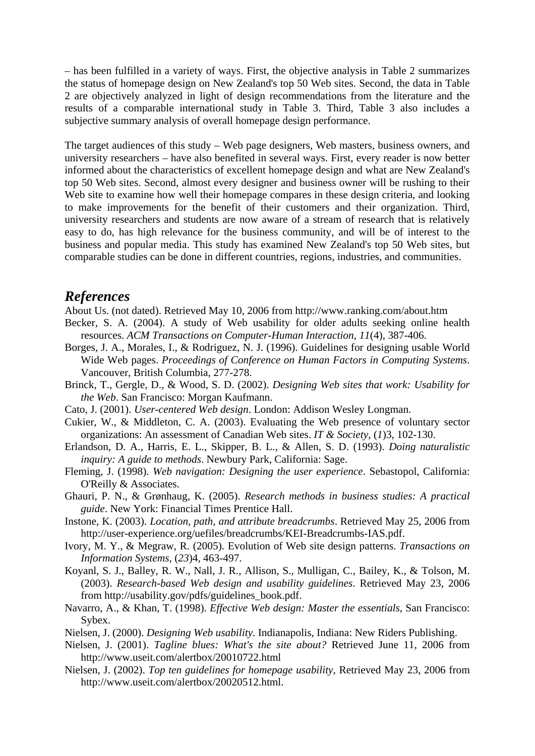– has been fulfilled in a variety of ways. First, the objective analysis in Table 2 summarizes the status of homepage design on New Zealand's top 50 Web sites. Second, the data in Table 2 are objectively analyzed in light of design recommendations from the literature and the results of a comparable international study in Table 3. Third, Table 3 also includes a subjective summary analysis of overall homepage design performance.

The target audiences of this study – Web page designers, Web masters, business owners, and university researchers – have also benefited in several ways. First, every reader is now better informed about the characteristics of excellent homepage design and what are New Zealand's top 50 Web sites. Second, almost every designer and business owner will be rushing to their Web site to examine how well their homepage compares in these design criteria, and looking to make improvements for the benefit of their customers and their organization. Third, university researchers and students are now aware of a stream of research that is relatively easy to do, has high relevance for the business community, and will be of interest to the business and popular media. This study has examined New Zealand's top 50 Web sites, but comparable studies can be done in different countries, regions, industries, and communities.

## *References*

About Us. (not dated). Retrieved May 10, 2006 from http://www.ranking.com/about.htm

Becker, S. A. (2004). A study of Web usability for older adults seeking online health resources. *ACM Transactions on Computer-Human Interaction*, *11*(4), 387-406.

Borges, J. A., Morales, I., & Rodriguez, N. J. (1996). Guidelines for designing usable World Wide Web pages. *Proceedings of Conference on Human Factors in Computing Systems*. Vancouver, British Columbia, 277-278.

Brinck, T., Gergle, D., & Wood, S. D. (2002). *Designing Web sites that work: Usability for the Web*. San Francisco: Morgan Kaufmann.

Cato, J. (2001). *User-centered Web design*. London: Addison Wesley Longman.

Cukier, W., & Middleton, C. A. (2003). Evaluating the Web presence of voluntary sector organizations: An assessment of Canadian Web sites. *IT & Society*, (*1*)3, 102-130.

Erlandson, D. A., Harris, E. L., Skipper, B. L., & Allen, S. D. (1993). *Doing naturalistic inquiry: A guide to methods*. Newbury Park, California: Sage.

Fleming, J. (1998). *Web navigation: Designing the user experience*. Sebastopol, California: O'Reilly & Associates.

Ghauri, P. N., & Grønhaug, K. (2005). *Research methods in business studies: A practical guide*. New York: Financial Times Prentice Hall.

Instone, K. (2003). *Location, path, and attribute breadcrumbs*. Retrieved May 25, 2006 from http://user-experience.org/uefiles/breadcrumbs/KEI-Breadcrumbs-IAS.pdf.

Ivory, M. Y., & Megraw, R. (2005). Evolution of Web site design patterns. *Transactions on Information Systems*, (*23*)4, 463-497.

Koyanl, S. J., Balley, R. W., Nall, J. R., Allison, S., Mulligan, C., Bailey, K., & Tolson, M. (2003). *Research-based Web design and usability guidelines*. Retrieved May 23, 2006 from http://usability.gov/pdfs/guidelines_book.pdf.

Navarro, A., & Khan, T. (1998). *Effective Web design: Master the essentials*, San Francisco: Sybex.

Nielsen, J. (2000). *Designing Web usability*. Indianapolis, Indiana: New Riders Publishing.

Nielsen, J. (2001). *Tagline blues: What's the site about?* Retrieved June 11, 2006 from http://www.useit.com/alertbox/20010722.html

Nielsen, J. (2002). *Top ten guidelines for homepage usability*, Retrieved May 23, 2006 from http://www.useit.com/alertbox/20020512.html.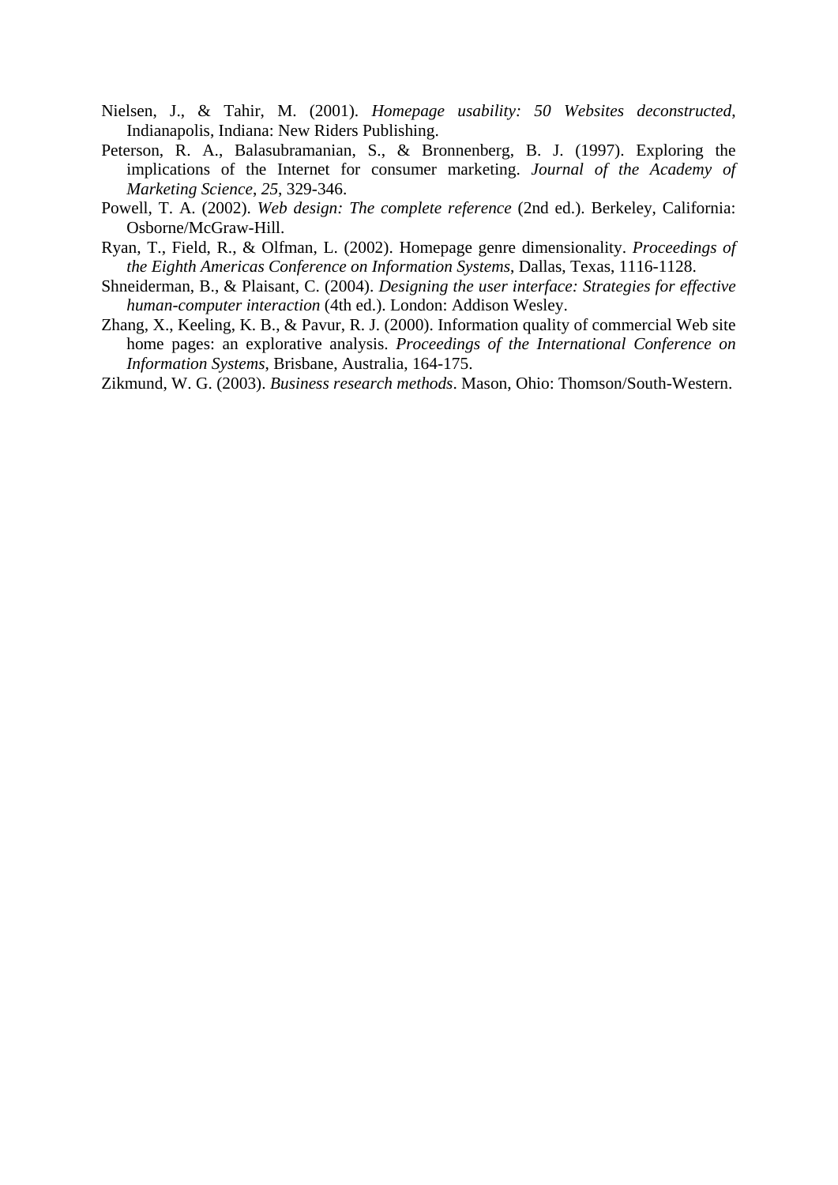Nielsen, J., & Tahir, M. (2001). *Homepage usability: 50 Websites deconstructed*, Indianapolis, Indiana: New Riders Publishing.

Peterson, R. A., Balasubramanian, S., & Bronnenberg, B. J. (1997). Exploring the implications of the Internet for consumer marketing. *Journal of the Academy of Marketing Science*, *25*, 329-346.

Powell, T. A. (2002). *Web design: The complete reference* (2nd ed.). Berkeley, California: Osborne/McGraw-Hill.

Ryan, T., Field, R., & Olfman, L. (2002). Homepage genre dimensionality. *Proceedings of the Eighth Americas Conference on Information Systems*, Dallas, Texas, 1116-1128.

Shneiderman, B., & Plaisant, C. (2004). *Designing the user interface: Strategies for effective human-computer interaction* (4th ed.). London: Addison Wesley.

Zhang, X., Keeling, K. B., & Pavur, R. J. (2000). Information quality of commercial Web site home pages: an explorative analysis. *Proceedings of the International Conference on Information Systems*, Brisbane, Australia, 164-175.

Zikmund, W. G. (2003). *Business research methods*. Mason, Ohio: Thomson/South-Western.